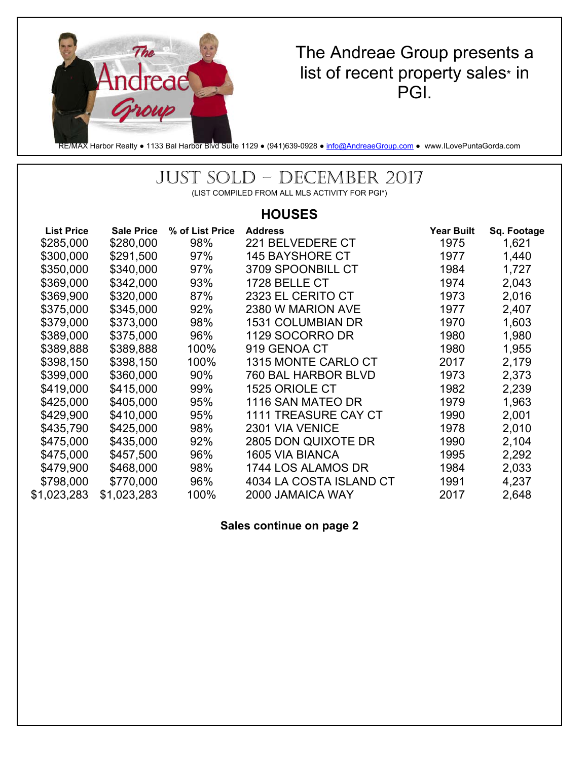The Andreae Group presents a list of recent property sales* in PGI.

RE/MAX Harbor Realty ● 1133 Bal Harbor Blvd Suite 1129 ● (941)639-0928 ● info@AndreaeGroup.com ● www.ILovePuntaGorda.com

# JUST SOLD – DECEMBER 2017

(LIST COMPILED FROM ALL MLS ACTIVITY FOR PGI*)

## HOUSES

| List Price | Sale Price | % of List Price | Address | Year Built | Sq. Footage |
|---|---|---|---|---|---|
| $285,000 | $280,000 | 98% | 221 BELVEDERE CT | 1975 | 1,621 |
| $300,000 | $291,500 | 97% | 145 BAYSHORE CT | 1977 | 1,440 |
| $350,000 | $340,000 | 97% | 3709 SPOONBILL CT | 1984 | 1,727 |
| $369,000 | $342,000 | 93% | 1728 BELLE CT | 1974 | 2,043 |
| $369,900 | $320,000 | 87% | 2323 EL CERITO CT | 1973 | 2,016 |
| $375,000 | $345,000 | 92% | 2380 W MARION AVE | 1977 | 2,407 |
| $379,000 | $373,000 | 98% | 1531 COLUMBIAN DR | 1970 | 1,603 |
| $389,000 | $375,000 | 96% | 1129 SOCORRO DR | 1980 | 1,980 |
| $389,888 | $389,888 | 100% | 919 GENOA CT | 1980 | 1,955 |
| $398,150 | $398,150 | 100% | 1315 MONTE CARLO CT | 2017 | 2,179 |
| $399,000 | $360,000 | 90% | 760 BAL HARBOR BLVD | 1973 | 2,373 |
| $419,000 | $415,000 | 99% | 1525 ORIOLE CT | 1982 | 2,239 |
| $425,000 | $405,000 | 95% | 1116 SAN MATEO DR | 1979 | 1,963 |
| $429,900 | $410,000 | 95% | 1111 TREASURE CAY CT | 1990 | 2,001 |
| $435,790 | $425,000 | 98% | 2301 VIA VENICE | 1978 | 2,010 |
| $475,000 | $435,000 | 92% | 2805 DON QUIXOTE DR | 1990 | 2,104 |
| $475,000 | $457,500 | 96% | 1605 VIA BIANCA | 1995 | 2,292 |
| $479,900 | $468,000 | 98% | 1744 LOS ALAMOS DR | 1984 | 2,033 |
| $798,000 | $770,000 | 96% | 4034 LA COSTA ISLAND CT | 1991 | 4,237 |
| $1,023,283 | $1,023,283 | 100% | 2000 JAMAICA WAY | 2017 | 2,648 |

**Sales continue on page 2**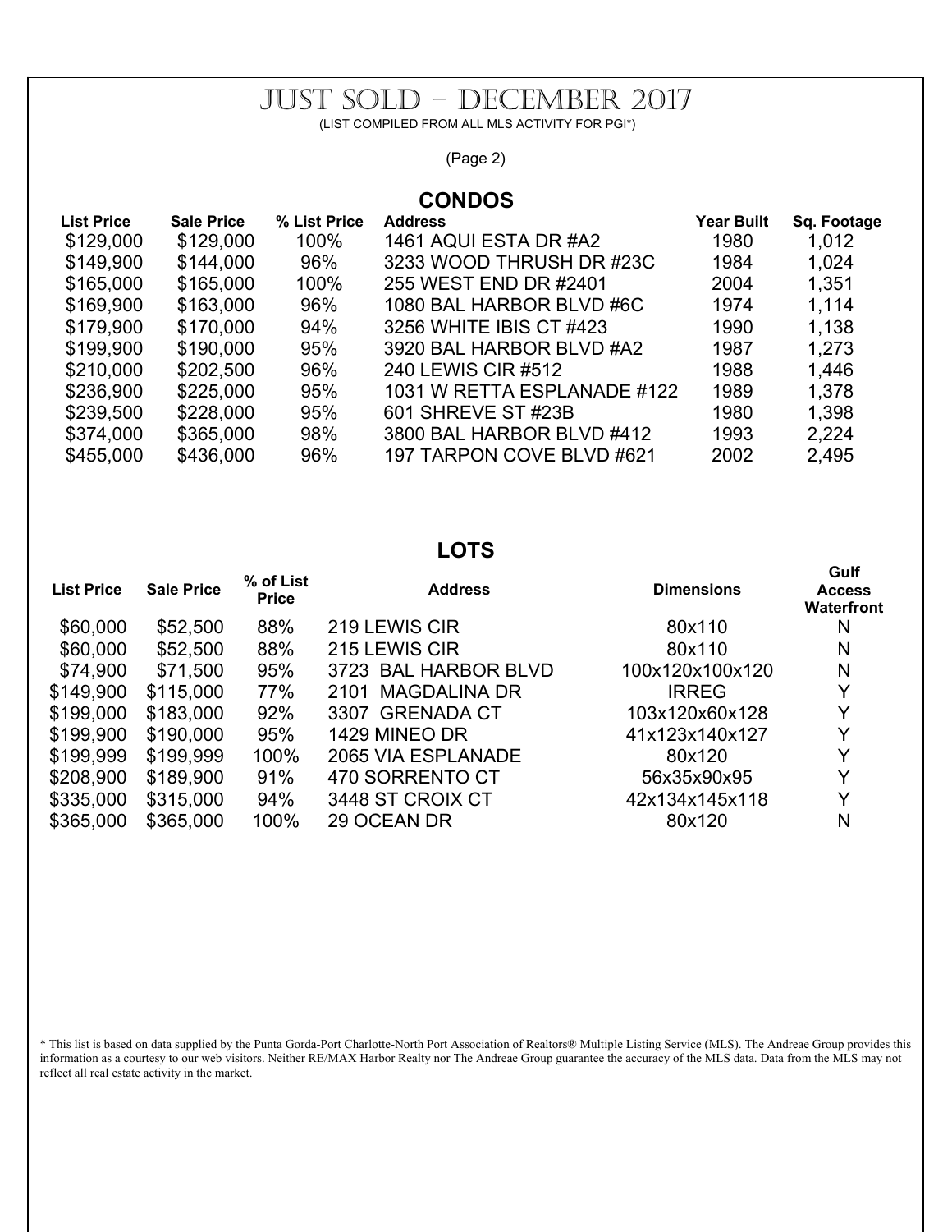# JUST SOLD – DECEMBER 2017

(LIST COMPILED FROM ALL MLS ACTIVITY FOR PGI*)

(Page 2)

## CONDOS

| List Price | Sale Price | % List Price | Address | Year Built | Sq. Footage |
|---|---|---|---|---|---|
| $129,000 | $129,000 | 100% | 1461 AQUI ESTA DR #A2 | 1980 | 1,012 |
| $149,900 | $144,000 | 96% | 3233 WOOD THRUSH DR #23C | 1984 | 1,024 |
| $165,000 | $165,000 | 100% | 255 WEST END DR #2401 | 2004 | 1,351 |
| $169,900 | $163,000 | 96% | 1080 BAL HARBOR BLVD #6C | 1974 | 1,114 |
| $179,900 | $170,000 | 94% | 3256 WHITE IBIS CT #423 | 1990 | 1,138 |
| $199,900 | $190,000 | 95% | 3920 BAL HARBOR BLVD #A2 | 1987 | 1,273 |
| $210,000 | $202,500 | 96% | 240 LEWIS CIR #512 | 1988 | 1,446 |
| $236,900 | $225,000 | 95% | 1031 W RETTA ESPLANADE #122 | 1989 | 1,378 |
| $239,500 | $228,000 | 95% | 601 SHREVE ST #23B | 1980 | 1,398 |
| $374,000 | $365,000 | 98% | 3800 BAL HARBOR BLVD #412 | 1993 | 2,224 |
| $455,000 | $436,000 | 96% | 197 TARPON COVE BLVD #621 | 2002 | 2,495 |

## LOTS

| List Price | Sale Price | % of List Price | Address | Dimensions | Gulf Access Waterfront |
|---|---|---|---|---|---|
| $60,000 | $52,500 | 88% | 219 LEWIS CIR | 80x110 | N |
| $60,000 | $52,500 | 88% | 215 LEWIS CIR | 80x110 | N |
| $74,900 | $71,500 | 95% | 3723 BAL HARBOR BLVD | 100x120x100x120 | N |
| $149,900 | $115,000 | 77% | 2101 MAGDALINA DR | IRREG | Y |
| $199,000 | $183,000 | 92% | 3307 GRENADA CT | 103x120x60x128 | Y |
| $199,900 | $190,000 | 95% | 1429 MINEO DR | 41x123x140x127 | Y |
| $199,999 | $199,999 | 100% | 2065 VIA ESPLANADE | 80x120 | Y |
| $208,900 | $189,900 | 91% | 470 SORRENTO CT | 56x35x90x95 | Y |
| $335,000 | $315,000 | 94% | 3448 ST CROIX CT | 42x134x145x118 | Y |
| $365,000 | $365,000 | 100% | 29 OCEAN DR | 80x120 | N |

* This list is based on data supplied by the Punta Gorda-Port Charlotte-North Port Association of Realtors® Multiple Listing Service (MLS). The Andreae Group provides this information as a courtesy to our web visitors. Neither RE/MAX Harbor Realty nor The Andreae Group guarantee the accuracy of the MLS data. Data from the MLS may not reflect all real estate activity in the market.